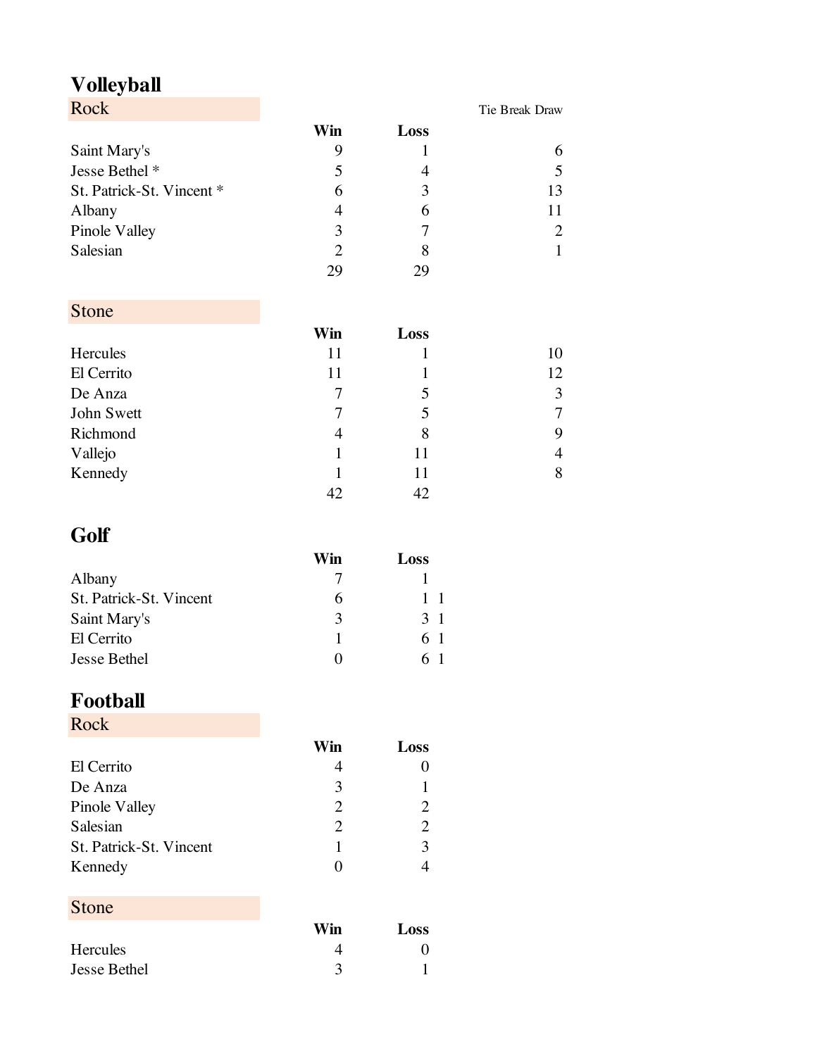# Volleyball

## Rock

| | Win | Loss | Tie Break Draw |
|---|---|---|---|
| Saint Mary's | 9 | 1 | 6 |
| Jesse Bethel * | 5 | 4 | 5 |
| St. Patrick-St. Vincent * | 6 | 3 | 13 |
| Albany | 4 | 6 | 11 |
| Pinole Valley | 3 | 7 | 2 |
| Salesian | 2 | 8 | 1 |
| | 29 | 29 | |

## Stone

| | Win | Loss | |
|---|---|---|---|
| Hercules | 11 | 1 | 10 |
| El Cerrito | 11 | 1 | 12 |
| De Anza | 7 | 5 | 3 |
| John Swett | 7 | 5 | 7 |
| Richmond | 4 | 8 | 9 |
| Vallejo | 1 | 11 | 4 |
| Kennedy | 1 | 11 | 8 |
| | 42 | 42 | |

# Golf

| | Win | Loss | |
|---|---|---|---|
| Albany | 7 | 1 | |
| St. Patrick-St. Vincent | 6 | 1 | 1 |
| Saint Mary's | 3 | 3 | 1 |
| El Cerrito | 1 | 6 | 1 |
| Jesse Bethel | 0 | 6 | 1 |

# Football

## Rock

| | Win | Loss |
|---|---|---|
| El Cerrito | 4 | 0 |
| De Anza | 3 | 1 |
| Pinole Valley | 2 | 2 |
| Salesian | 2 | 2 |
| St. Patrick-St. Vincent | 1 | 3 |
| Kennedy | 0 | 4 |

## Stone

| | Win | Loss |
|---|---|---|
| Hercules | 4 | 0 |
| Jesse Bethel | 3 | 1 |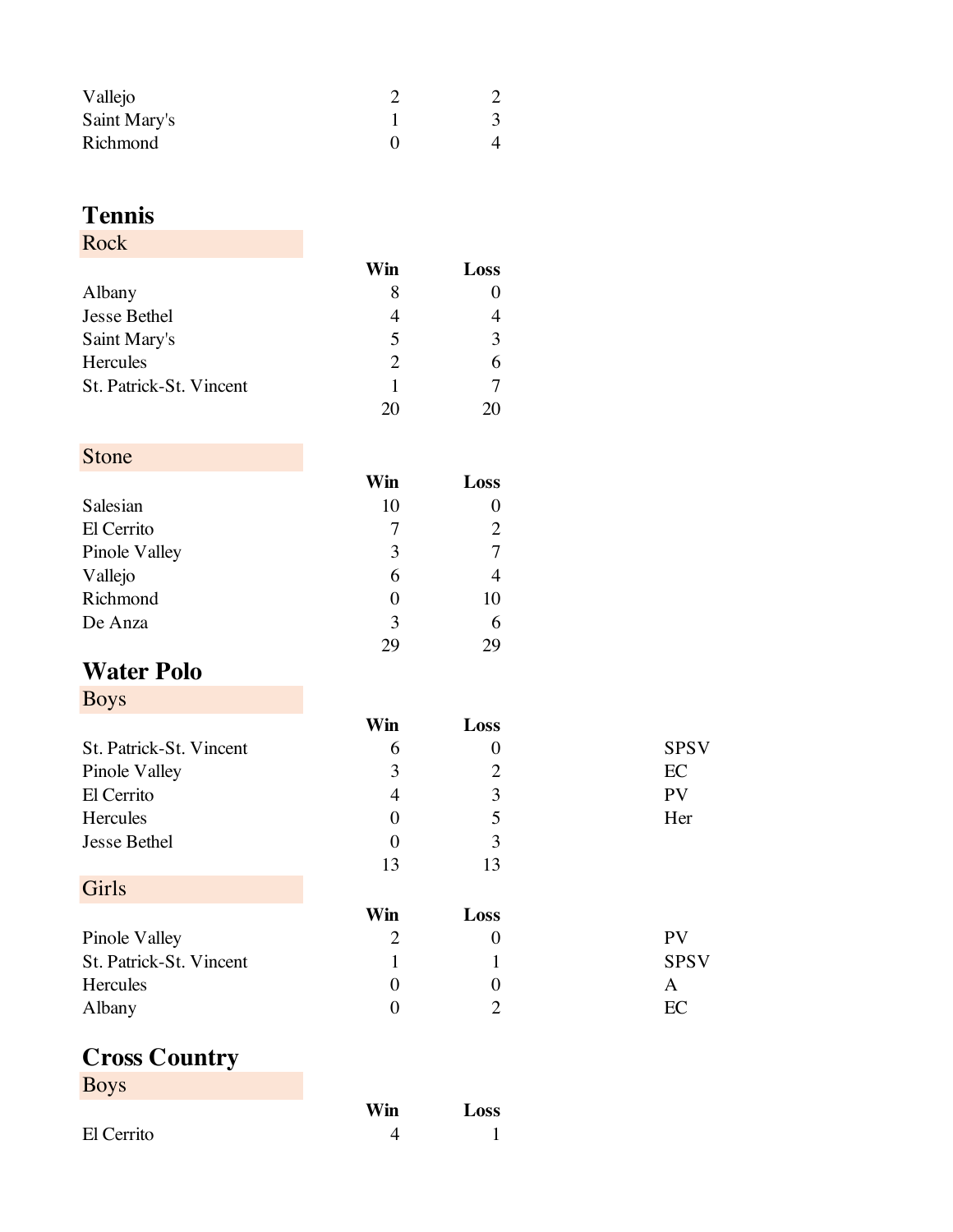| | | |
|---|---|---|
| Vallejo | 2 | 2 |
| Saint Mary's | 1 | 3 |
| Richmond | 0 | 4 |

# Tennis

## Rock

| | Win | Loss |
|---|---|---|
| Albany | 8 | 0 |
| Jesse Bethel | 4 | 4 |
| Saint Mary's | 5 | 3 |
| Hercules | 2 | 6 |
| St. Patrick-St. Vincent | 1 | 7 |
| | 20 | 20 |

## Stone

| | Win | Loss |
|---|---|---|
| Salesian | 10 | 0 |
| El Cerrito | 7 | 2 |
| Pinole Valley | 3 | 7 |
| Vallejo | 6 | 4 |
| Richmond | 0 | 10 |
| De Anza | 3 | 6 |
| | 29 | 29 |

# Water Polo

## Boys

| | Win | Loss | |
|---|---|---|---|
| St. Patrick-St. Vincent | 6 | 0 | SPSV |
| Pinole Valley | 3 | 2 | EC |
| El Cerrito | 4 | 3 | PV |
| Hercules | 0 | 5 | Her |
| Jesse Bethel | 0 | 3 | |
| | 13 | 13 | |

## Girls

| | Win | Loss | |
|---|---|---|---|
| Pinole Valley | 2 | 0 | PV |
| St. Patrick-St. Vincent | 1 | 1 | SPSV |
| Hercules | 0 | 0 | A |
| Albany | 0 | 2 | EC |

# Cross Country

## Boys

| | Win | Loss |
|---|---|---|
| El Cerrito | 4 | 1 |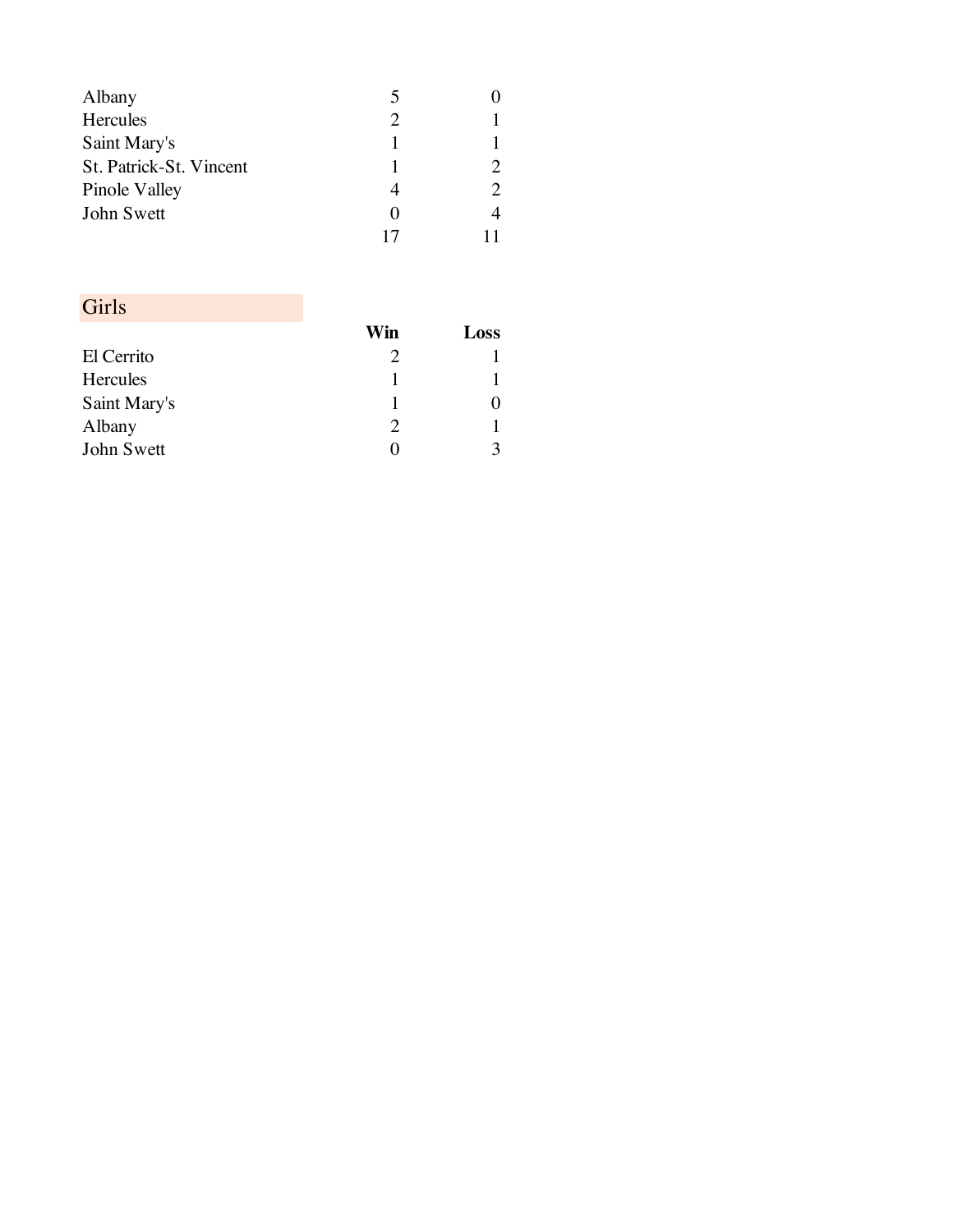| | | |
|---|---|---|
| Albany | 5 | 0 |
| Hercules | 2 | 1 |
| Saint Mary's | 1 | 1 |
| St. Patrick-St. Vincent | 1 | 2 |
| Pinole Valley | 4 | 2 |
| John Swett | 0 | 4 |
| | 17 | 11 |

## Girls

| | **Win** | **Loss** |
|---|---|---|
| El Cerrito | 2 | 1 |
| Hercules | 1 | 1 |
| Saint Mary's | 1 | 0 |
| Albany | 2 | 1 |
| John Swett | 0 | 3 |